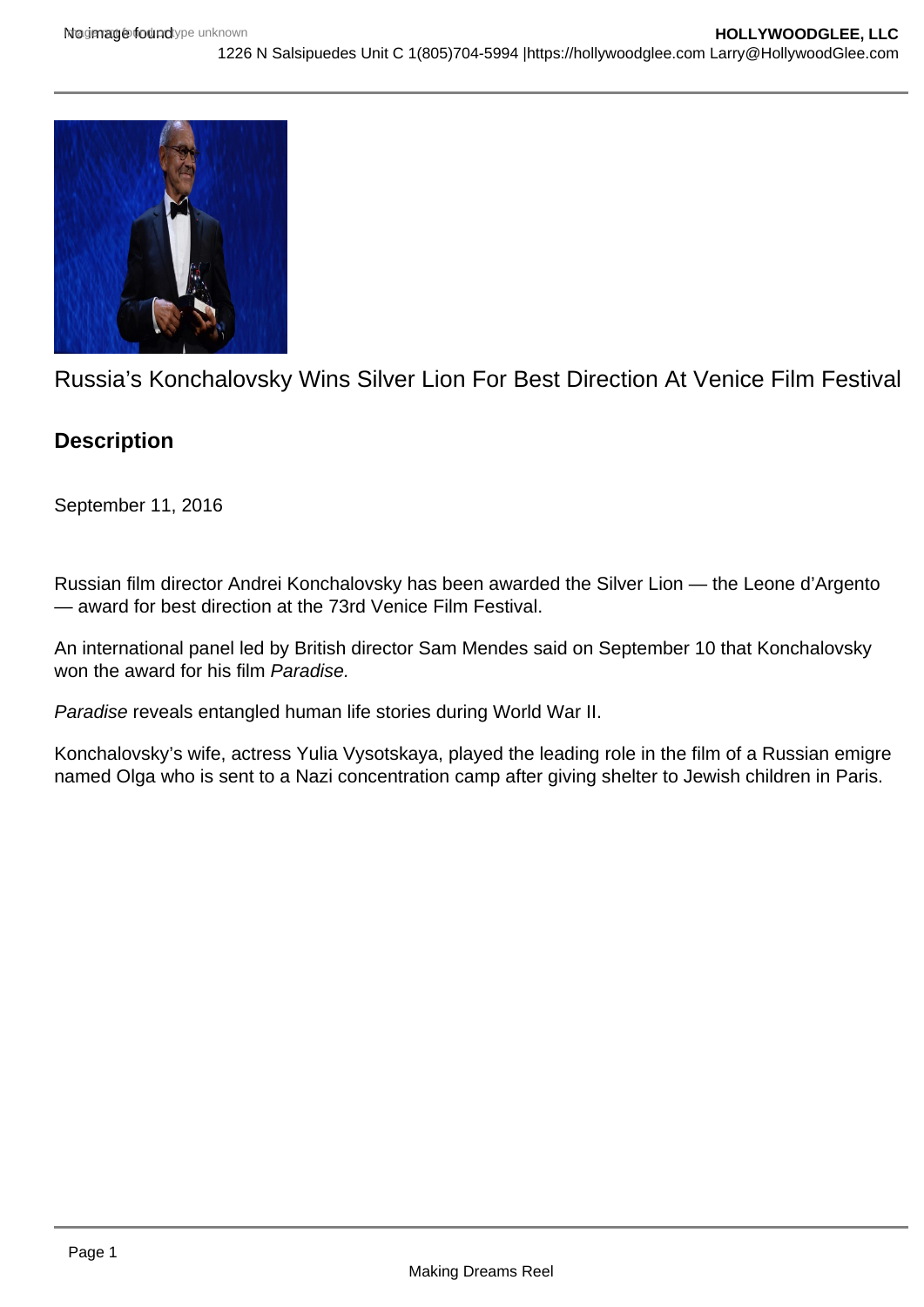# Russia's Konchalovsky Wins Silver Lion For Best Direction At Venice Film Festival

## Description

September 11, 2016

Russian film director Andrei Konchalovsky has been awarded the Silver Lion — the Leone d'Argento — award for best direction at the 73rd Venice Film Festival.

An international panel led by British director Sam Mendes said on September 10 that Konchalovsky won the award for his film *Paradise.*

*Paradise* reveals entangled human life stories during World War II.

Konchalovsky's wife, actress Yulia Vysotskaya, played the leading role in the film of a Russian emigre named Olga who is sent to a Nazi concentration camp after giving shelter to Jewish children in Paris.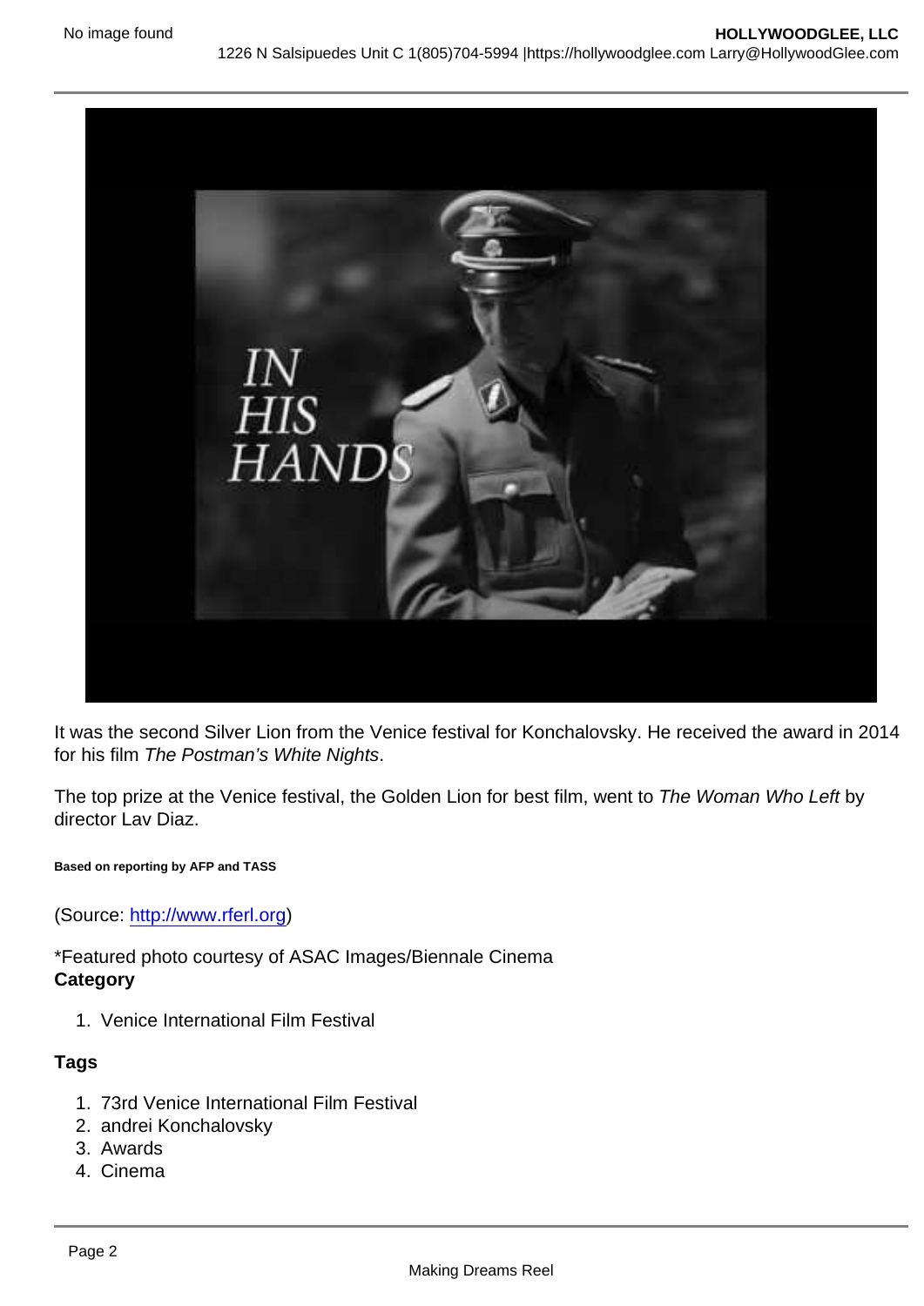It was the second Silver Lion from the Venice festival for Konchalovsky. He received the award in 2014 for his film *The Postman's White Nights*.

The top prize at the Venice festival, the Golden Lion for best film, went to *The Woman Who Left* by director Lav Diaz.

**Based on reporting by AFP and TASS**

(Source: [http://www.rferl.org](http://www.rferl.org))

*Featured photo courtesy of ASAC Images/Biennale Cinema

**Category**

1. Venice International Film Festival

**Tags**

1. 73rd Venice International Film Festival
2. andrei Konchalovsky
3. Awards
4. Cinema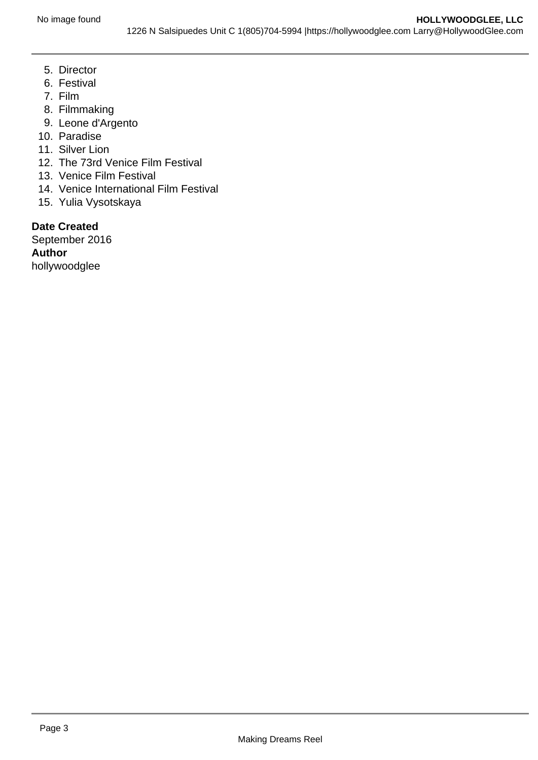5. Director
6. Festival
7. Film
8. Filmmaking
9. Leone d'Argento
10. Paradise
11. Silver Lion
12. The 73rd Venice Film Festival
13. Venice Film Festival
14. Venice International Film Festival
15. Yulia Vysotskaya

**Date Created**
September 2016
**Author**
hollywoodglee